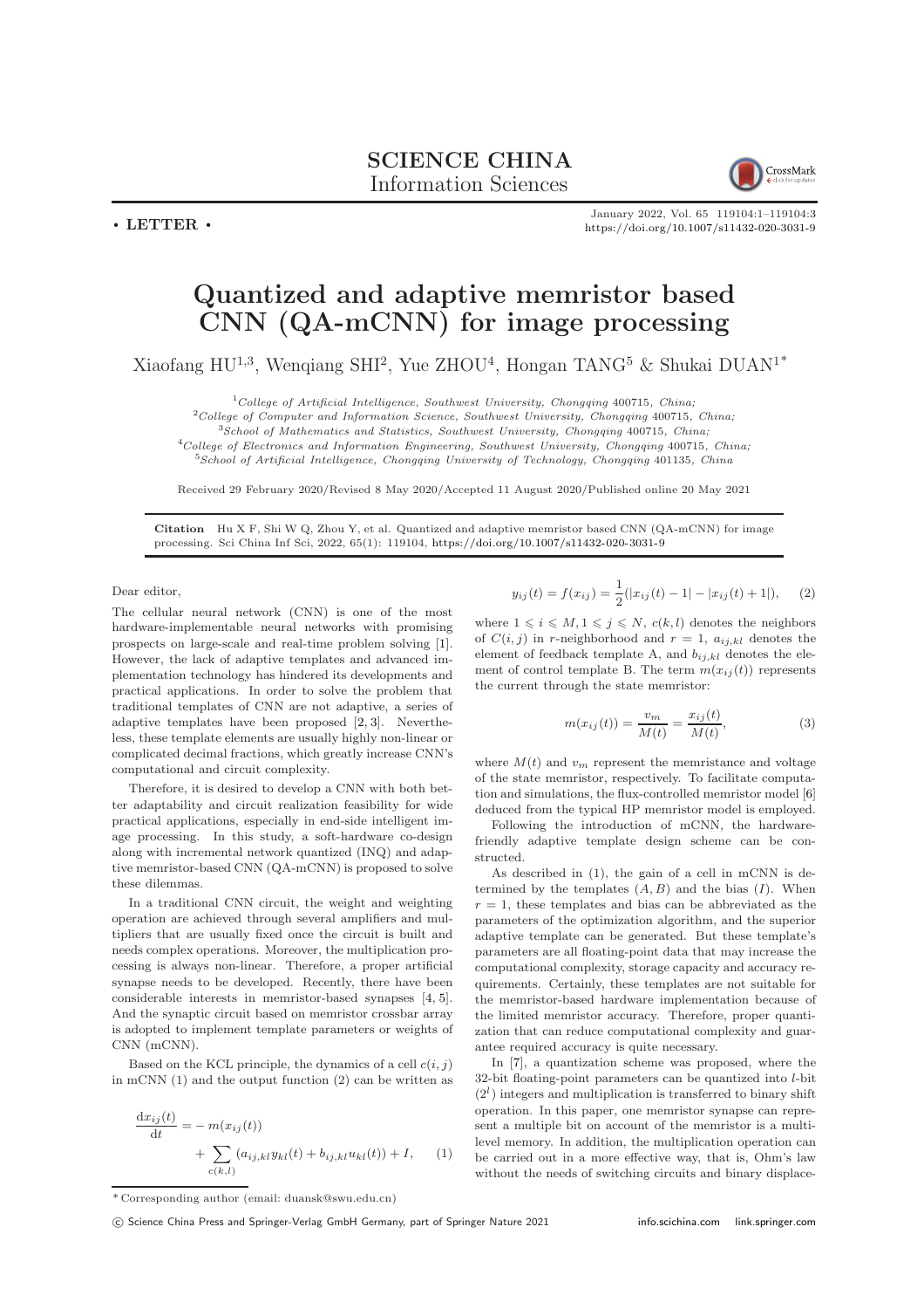**SCIENCE CHINA**
Information Sciences

• **LETTER** •

# Quantized and adaptive memristor based CNN (QA-mCNN) for image processing

Xiaofang HU[1,3], Wenqiang SHI[2], Yue ZHOU[4], Hongan TANG[5] & Shukai DUAN[1*]

[1] *College of Artificial Intelligence, Southwest University, Chongqing 400715, China;*
[2] *College of Computer and Information Science, Southwest University, Chongqing 400715, China;*
[3] *School of Mathematics and Statistics, Southwest University, Chongqing 400715, China;*
[4] *College of Electronics and Information Engineering, Southwest University, Chongqing 400715, China;*
[5] *School of Artificial Intelligence, Chongqing University of Technology, Chongqing 401135, China*

Received 29 February 2020/Revised 8 May 2020/Accepted 11 August 2020/Published online 20 May 2021

**Citation** Hu X F, Shi W Q, Zhou Y, et al. Quantized and adaptive memristor based CNN (QA-mCNN) for image processing. Sci China Inf Sci, 2022, 65(1): 119104, https://doi.org/10.1007/s11432-020-3031-9

Dear editor,

The cellular neural network (CNN) is one of the most hardware-implementable neural networks with promising prospects on large-scale and real-time problem solving [1]. However, the lack of adaptive templates and advanced implementation technology has hindered its developments and practical applications. In order to solve the problem that traditional templates of CNN are not adaptive, a series of adaptive templates have been proposed [2, 3]. Nevertheless, these template elements are usually highly non-linear or complicated decimal fractions, which greatly increase CNN's computational and circuit complexity.

Therefore, it is desired to develop a CNN with both better adaptability and circuit realization feasibility for wide practical applications, especially in end-side intelligent image processing. In this study, a soft-hardware co-design along with incremental network quantized (INQ) and adaptive memristor-based CNN (QA-mCNN) is proposed to solve these dilemmas.

In a traditional CNN circuit, the weight and weighting operation are achieved through several amplifiers and multipliers that are usually fixed once the circuit is built and needs complex operations. Moreover, the multiplication processing is always non-linear. Therefore, a proper artificial synapse needs to be developed. Recently, there have been considerable interests in memristor-based synapses [4, 5]. And the synaptic circuit based on memristor crossbar array is adopted to implement template parameters or weights of CNN (mCNN).

Based on the KCL principle, the dynamics of a cell $c(i, j)$ in mCNN (1) and the output function (2) can be written as

$$\frac{\mathrm{d}x_{ij}(t)}{\mathrm{d}t} = -\,m(x_{ij}(t)) + \sum_{c(k,l)} (a_{ij,kl}y_{kl}(t) + b_{ij,kl}u_{kl}(t)) + I, \tag{1}$$

$$y_{ij}(t) = f(x_{ij}) = \frac{1}{2}(|x_{ij}(t) - 1| - |x_{ij}(t) + 1|), \tag{2}$$

where $1 \leqslant i \leqslant M, 1 \leqslant j \leqslant N$, $c(k,l)$ denotes the neighbors of $C(i,j)$ in $r$-neighborhood and $r = 1$, $a_{ij,kl}$ denotes the element of feedback template A, and $b_{ij,kl}$ denotes the element of control template B. The term $m(x_{ij}(t))$ represents the current through the state memristor:

$$m(x_{ij}(t)) = \frac{v_m}{M(t)} = \frac{x_{ij}(t)}{M(t)}, \tag{3}$$

where $M(t)$ and $v_m$ represent the memristance and voltage of the state memristor, respectively. To facilitate computation and simulations, the flux-controlled memristor model [6] deduced from the typical HP memristor model is employed.

Following the introduction of mCNN, the hardware-friendly adaptive template design scheme can be constructed.

As described in (1), the gain of a cell in mCNN is determined by the templates $(A, B)$ and the bias $(I)$. When $r = 1$, these templates and bias can be abbreviated as the parameters of the optimization algorithm, and the superior adaptive template can be generated. But these template's parameters are all floating-point data that may increase the computational complexity, storage capacity and accuracy requirements. Certainly, these templates are not suitable for the memristor-based hardware implementation because of the limited memristor accuracy. Therefore, proper quantization that can reduce computational complexity and guarantee required accuracy is quite necessary.

In [7], a quantization scheme was proposed, where the 32-bit floating-point parameters can be quantized into $l$-bit $(2^l)$ integers and multiplication is transferred to binary shift operation. In this paper, one memristor synapse can represent a multiple bit on account of the memristor is a multi-level memory. In addition, the multiplication operation can be carried out in a more effective way, that is, Ohm's law without the needs of switching circuits and binary displace-

* Corresponding author (email: duansk@swu.edu.cn)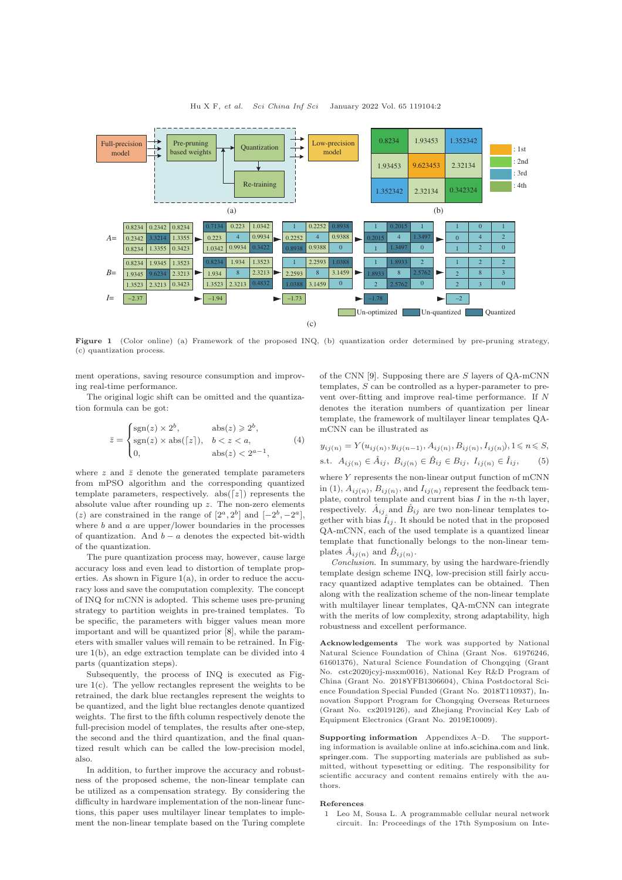Figure 1 (Color online) (a) Framework of the proposed INQ, (b) quantization order determined by pre-pruning strategy, (c) quantization process.

ment operations, saving resource consumption and improving real-time performance.

The original logic shift can be omitted and the quantization formula can be got:

$$\bar{z} = \begin{cases} \mathrm{sgn}(z) \times 2^b, & \mathrm{abs}(z) \geqslant 2^b, \\ \mathrm{sgn}(z) \times \mathrm{abs}(\lceil z \rceil), & b < z < a, \\ 0, & \mathrm{abs}(z) < 2^{a-1}, \end{cases} \tag{4}$$

where $z$ and $\bar{z}$ denote the generated template parameters from mPSO algorithm and the corresponding quantized template parameters, respectively. $\mathrm{abs}(\lceil z \rceil)$ represents the absolute value after rounding up $z$. The non-zero elements ($z$) are constrained in the range of $[2^a, 2^b]$ and $[-2^b, -2^a]$, where $b$ and $a$ are upper/lower boundaries in the processes of quantization. And $b-a$ denotes the expected bit-width of the quantization.

The pure quantization process may, however, cause large accuracy loss and even lead to distortion of template properties. As shown in Figure 1(a), in order to reduce the accuracy loss and save the computation complexity. The concept of INQ for mCNN is adopted. This scheme uses pre-pruning strategy to partition weights in pre-trained templates. To be specific, the parameters with bigger values mean more important and will be quantized prior [8], while the parameters with smaller values will remain to be retrained. In Figure 1(b), an edge extraction template can be divided into 4 parts (quantization steps).

Subsequently, the process of INQ is executed as Figure 1(c). The yellow rectangles represent the weights to be retrained, the dark blue rectangles represent the weights to be quantized, and the light blue rectangles denote quantized weights. The first to the fifth column respectively denote the full-precision model of templates, the results after one-step, the second and the third quantization, and the final quantized result which can be called the low-precision model, also.

In addition, to further improve the accuracy and robustness of the proposed scheme, the non-linear template can be utilized as a compensation strategy. By considering the difficulty in hardware implementation of the non-linear functions, this paper uses multilayer linear templates to implement the non-linear template based on the Turing complete of the CNN [9]. Supposing there are $S$ layers of QA-mCNN templates, $S$ can be controlled as a hyper-parameter to prevent over-fitting and improve real-time performance. If $N$ denotes the iteration numbers of quantization per linear template, the framework of multilayer linear templates QA-mCNN can be illustrated as

$$y_{ij(n)} = Y(u_{ij(n)}, y_{ij(n-1)}, A_{ij(n)}, B_{ij(n)}, I_{ij(n)}), 1 \leqslant n \leqslant S,$$
$$\text{s.t.} \;\; A_{ij(n)} \in \hat{A}_{ij}, \;\; B_{ij(n)} \in \hat{B}_{ij} \in B_{ij}, \;\; I_{ij(n)} \in \hat{I}_{ij}, \tag{5}$$

where $Y$ represents the non-linear output function of mCNN in (1), $A_{ij(n)}$, $B_{ij(n)}$, and $I_{ij(n)}$ represent the feedback template, control template and current bias $I$ in the $n$-th layer, respectively. $\hat{A}_{ij}$ and $\hat{B}_{ij}$ are two non-linear templates together with bias $\hat{I}_{ij}$. It should be noted that in the proposed QA-mCNN, each of the used template is a quantized linear template that functionally belongs to the non-linear templates $\hat{A}_{ij(n)}$ and $\hat{B}_{ij(n)}$.

*Conclusion.* In summary, by using the hardware-friendly template design scheme INQ, low-precision still fairly accuracy quantized adaptive templates can be obtained. Then along with the realization scheme of the non-linear template with multilayer linear templates, QA-mCNN can integrate with the merits of low complexity, strong adaptability, high robustness and excellent performance.

**Acknowledgements** The work was supported by National Natural Science Foundation of China (Grant Nos. 61976246, 61601376), Natural Science Foundation of Chongqing (Grant No. cstc2020jcyj-msxm0016), National Key R&D Program of China (Grant No. 2018YFB1306604), China Postdoctoral Science Foundation Special Funded (Grant No. 2018T110937), Innovation Support Program for Chongqing Overseas Returnees (Grant No. cx2019126), and Zhejiang Provincial Key Lab of Equipment Electronics (Grant No. 2019E10009).

**Supporting information** Appendixes A–D. The supporting information is available online at info.scichina.com and link.springer.com. The supporting materials are published as submitted, without typesetting or editing. The responsibility for scientific accuracy and content remains entirely with the authors.

## References

1 Leo M, Sousa L. A programmable cellular neural network circuit. In: Proceedings of the 17th Symposium on Inte-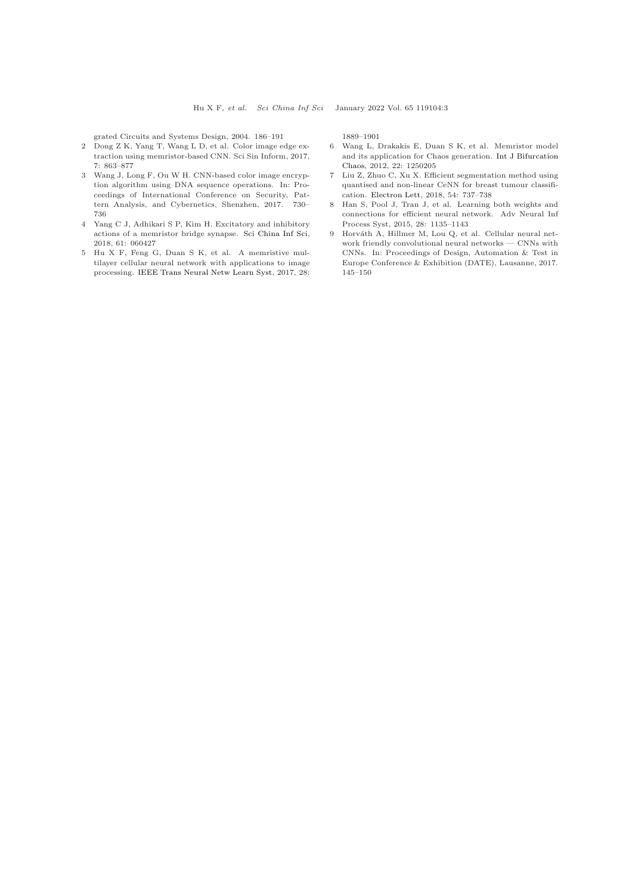grated Circuits and Systems Design, 2004. 186–191

2 Dong Z K, Yang T, Wang L D, et al. Color image edge extraction using memristor-based CNN. Sci Sin Inform, 2017, 7: 863–877

3 Wang J, Long F, Ou W H. CNN-based color image encryption algorithm using DNA sequence operations. In: Proceedings of International Conference on Security, Pattern Analysis, and Cybernetics, Shenzhen, 2017. 730–736

4 Yang C J, Adhikari S P, Kim H. Excitatory and inhibitory actions of a memristor bridge synapse. Sci China Inf Sci, 2018, 61: 060427

5 Hu X F, Feng G, Duan S K, et al. A memristive multilayer cellular neural network with applications to image processing. IEEE Trans Neural Netw Learn Syst, 2017, 28: 1889–1901

6 Wang L, Drakakis E, Duan S K, et al. Memristor model and its application for Chaos generation. Int J Bifurcation Chaos, 2012, 22: 1250205

7 Liu Z, Zhuo C, Xu X. Efficient segmentation method using quantised and non-linear CeNN for breast tumour classification. Electron Lett, 2018, 54: 737–738

8 Han S, Pool J, Tran J, et al. Learning both weights and connections for efficient neural network. Adv Neural Inf Process Syst, 2015, 28: 1135–1143

9 Horváth A, Hillmer M, Lou Q, et al. Cellular neural network friendly convolutional neural networks — CNNs with CNNs. In: Proceedings of Design, Automation & Test in Europe Conference & Exhibition (DATE), Lausanne, 2017. 145–150